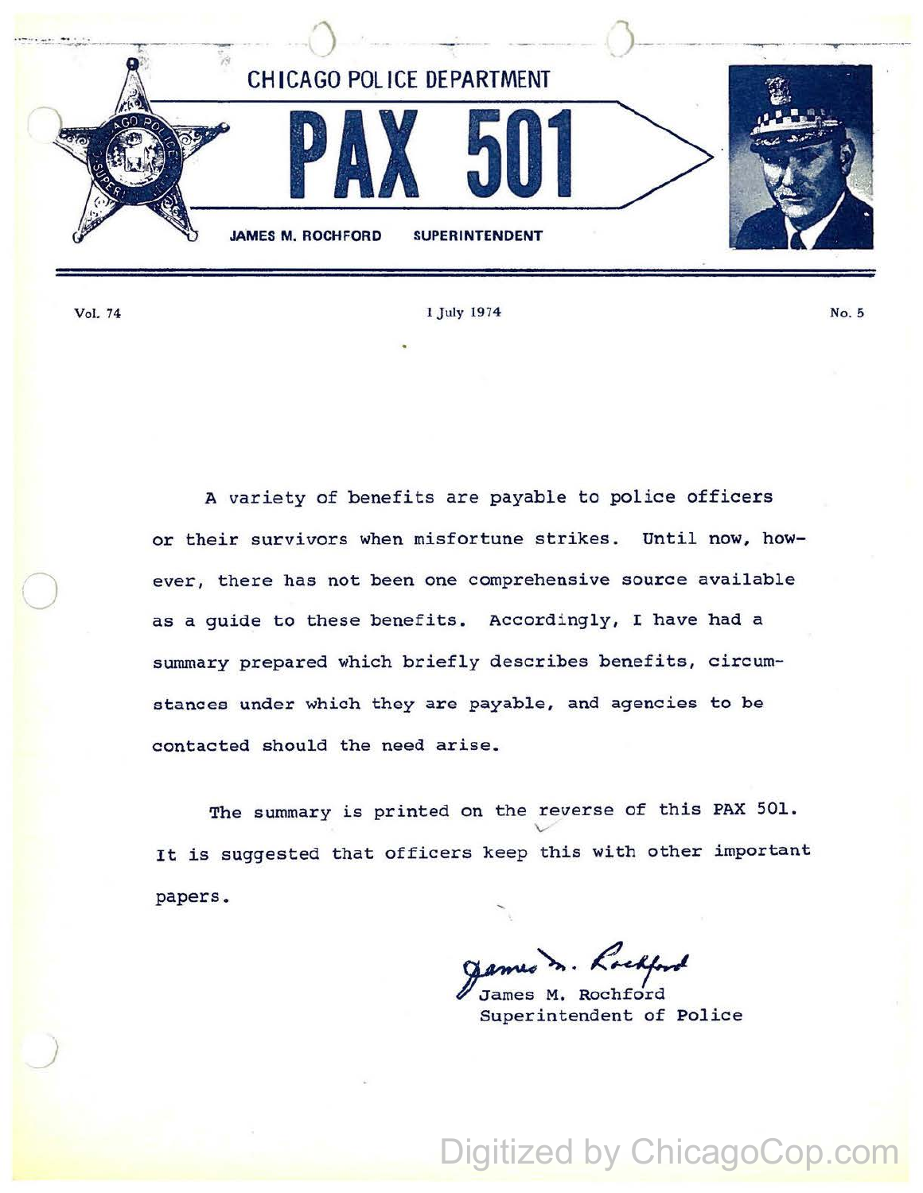CHICAGO POLICE DEPARTMENT

# PAX 501

JAMES M. ROCHFORD SUPERINTENDENT

Vol. 74 | 1 July 1974 | No. 5

A variety of benefits are payable to police officers or their survivors when misfortune strikes. Until now, however, there has not been one comprehensive source available as a guide to these benefits. Accordingly, I have had a summary prepared which briefly describes benefits, circumstances under which they are payable, and agencies to be contacted should the need arise.

The summary is printed on the reverse of this PAX 501. It is suggested that officers keep this with other important papers.

James M. Rochford
Superintendent of Police

Digitized by ChicagoCop.com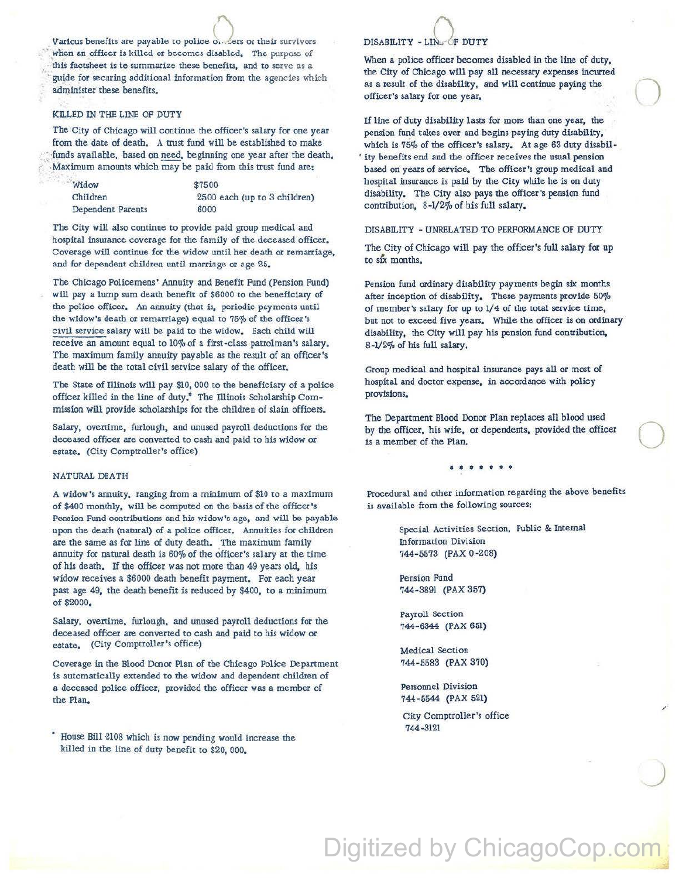Various benefits are payable to police officers or their survivors when an officer is killed or becomes disabled. The purpose of this factsheet is to summarize these benefits, and to serve as a guide for securing additional information from the agencies which administer these benefits.

## KILLED IN THE LINE OF DUTY

The City of Chicago will continue the officer's salary for one year from the date of death. A trust fund will be established to make funds available, based on need, beginning one year after the death. Maximum amounts which may be paid from this trust fund are:

| | |
|---|---|
| Widow | $7500 |
| Children | 2500 each (up to 3 children) |
| Dependent Parents | 6000 |

The City will also continue to provide paid group medical and hospital insurance coverage for the family of the deceased officer. Coverage will continue for the widow until her death or remarriage, and for dependent children until marriage or age 25.

The Chicago Policemens' Annuity and Benefit Fund (Pension Fund) will pay a lump sum death benefit of $6000 to the beneficiary of the police officer. An annuity (that is, periodic payments until the widow's death or remarriage) equal to 75% of the officer's civil service salary will be paid to the widow. Each child will receive an amount equal to 10% of a first-class patrolman's salary. The maximum family annuity payable as the result of an officer's death will be the total civil service salary of the officer.

The State of Illinois will pay $10, 000 to the beneficiary of a police officer killed in the line of duty.* The Illinois Scholarship Commission will provide scholarships for the children of slain officers.

Salary, overtime, furlough, and unused payroll deductions for the deceased officer are converted to cash and paid to his widow or estate. (City Comptroller's office)

## NATURAL DEATH

A widow's annuity, ranging from a minimum of $10 to a maximum of $400 monthly, will be computed on the basis of the officer's Pension Fund contributions and his widow's age, and will be payable upon the death (natural) of a police officer. Annuities for children are the same as for line of duty death. The maximum family annuity for natural death is 60% of the officer's salary at the time of his death. If the officer was not more than 49 years old, his widow receives a $6000 death benefit payment. For each year past age 49, the death benefit is reduced by $400, to a minimum of $2000.

Salary, overtime, furlough, and unused payroll deductions for the deceased officer are converted to cash and paid to his widow or estate. (City Comptroller's office)

Coverage in the Blood Donor Plan of the Chicago Police Department is automatically extended to the widow and dependent children of a deceased police officer, provided the officer was a member of the Plan.

\* House Bill 2108 which is now pending would increase the killed in the line of duty benefit to $20, 000.

## DISABILITY - LINE OF DUTY

When a police officer becomes disabled in the line of duty, the City of Chicago will pay all necessary expenses incurred as a result of the disability, and will continue paying the officer's salary for one year.

If line of duty disability lasts for more than one year, the pension fund takes over and begins paying duty disability, which is 75% of the officer's salary. At age 63 duty disability benefits end and the officer receives the usual pension based on years of service. The officer's group medical and hospital insurance is paid by the City while he is on duty disability. The City also pays the officer's pension fund contribution, 8-1/2% of his full salary.

## DISABILITY - UNRELATED TO PERFORMANCE OF DUTY

The City of Chicago will pay the officer's full salary for up to six months.

Pension fund ordinary disability payments begin six months after inception of disability. These payments provide 50% of member's salary for up to 1/4 of the total service time, but not to exceed five years. While the officer is on ordinary disability, the City will pay his pension fund contribution, 8-1/2% of his full salary.

Group medical and hospital insurance pays all or most of hospital and doctor expense, in accordance with policy provisions.

The Department Blood Donor Plan replaces all blood used by the officer, his wife, or dependents, provided the officer is a member of the Plan.

\* \* \* \* \* \* \*

Procedural and other information regarding the above benefits is available from the following sources:

Special Activities Section, Public & Internal Information Division
744-5573 (PAX 0-208)

Pension Fund
744-3891 (PAX 357)

Payroll Section
744-6344 (PAX 651)

Medical Section
744-5583 (PAX 370)

Personnel Division
744-5544 (PAX 521)

City Comptroller's office
744-3121